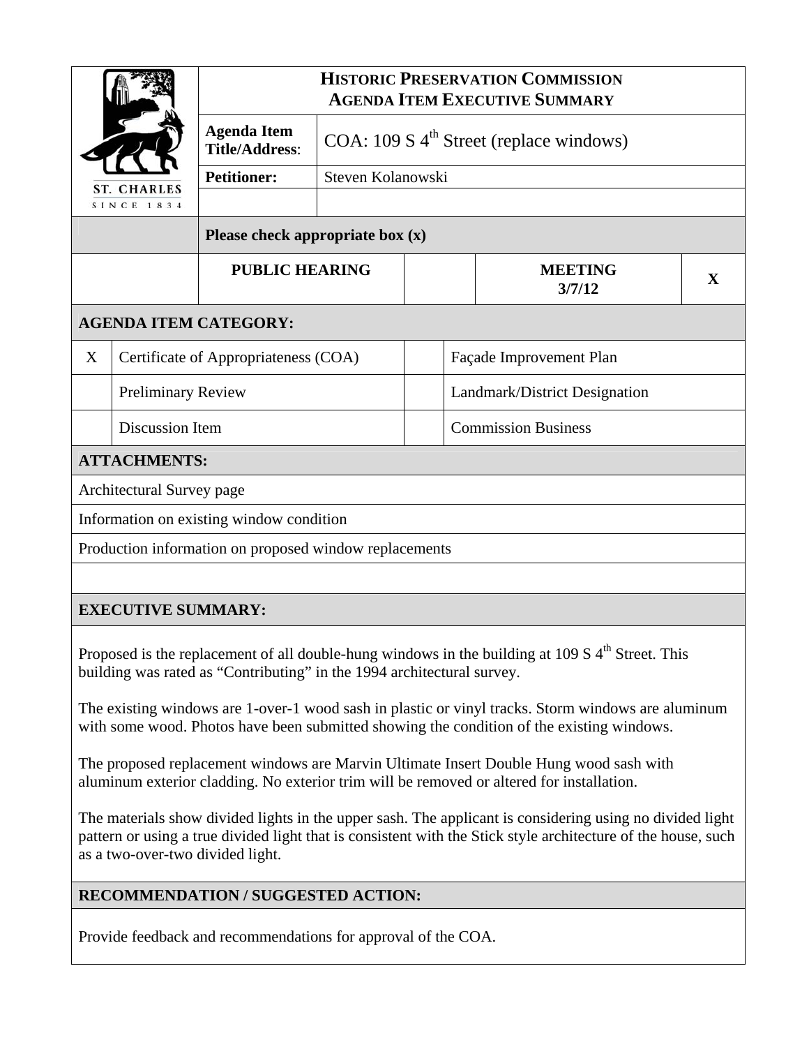# HISTORIC PRESERVATION COMMISSION
## AGENDA ITEM EXECUTIVE SUMMARY

ST. CHARLES
SINCE 1834

| | |
|---|---|
| **Agenda Item Title/Address**: | COA: 109 S 4th Street (replace windows) |
| **Petitioner:** | Steven Kolanowski |

**Please check appropriate box (x)**

| PUBLIC HEARING | | MEETING 3/7/12 | X |
|---|---|---|---|

**AGENDA ITEM CATEGORY:**

| | | | |
|---|---|---|---|
| X | Certificate of Appropriateness (COA) | | Façade Improvement Plan |
| | Preliminary Review | | Landmark/District Designation |
| | Discussion Item | | Commission Business |

**ATTACHMENTS:**

Architectural Survey page

Information on existing window condition

Production information on proposed window replacements

**EXECUTIVE SUMMARY:**

Proposed is the replacement of all double-hung windows in the building at 109 S 4th Street. This building was rated as "Contributing" in the 1994 architectural survey.

The existing windows are 1-over-1 wood sash in plastic or vinyl tracks. Storm windows are aluminum with some wood. Photos have been submitted showing the condition of the existing windows.

The proposed replacement windows are Marvin Ultimate Insert Double Hung wood sash with aluminum exterior cladding. No exterior trim will be removed or altered for installation.

The materials show divided lights in the upper sash. The applicant is considering using no divided light pattern or using a true divided light that is consistent with the Stick style architecture of the house, such as a two-over-two divided light.

**RECOMMENDATION / SUGGESTED ACTION:**

Provide feedback and recommendations for approval of the COA.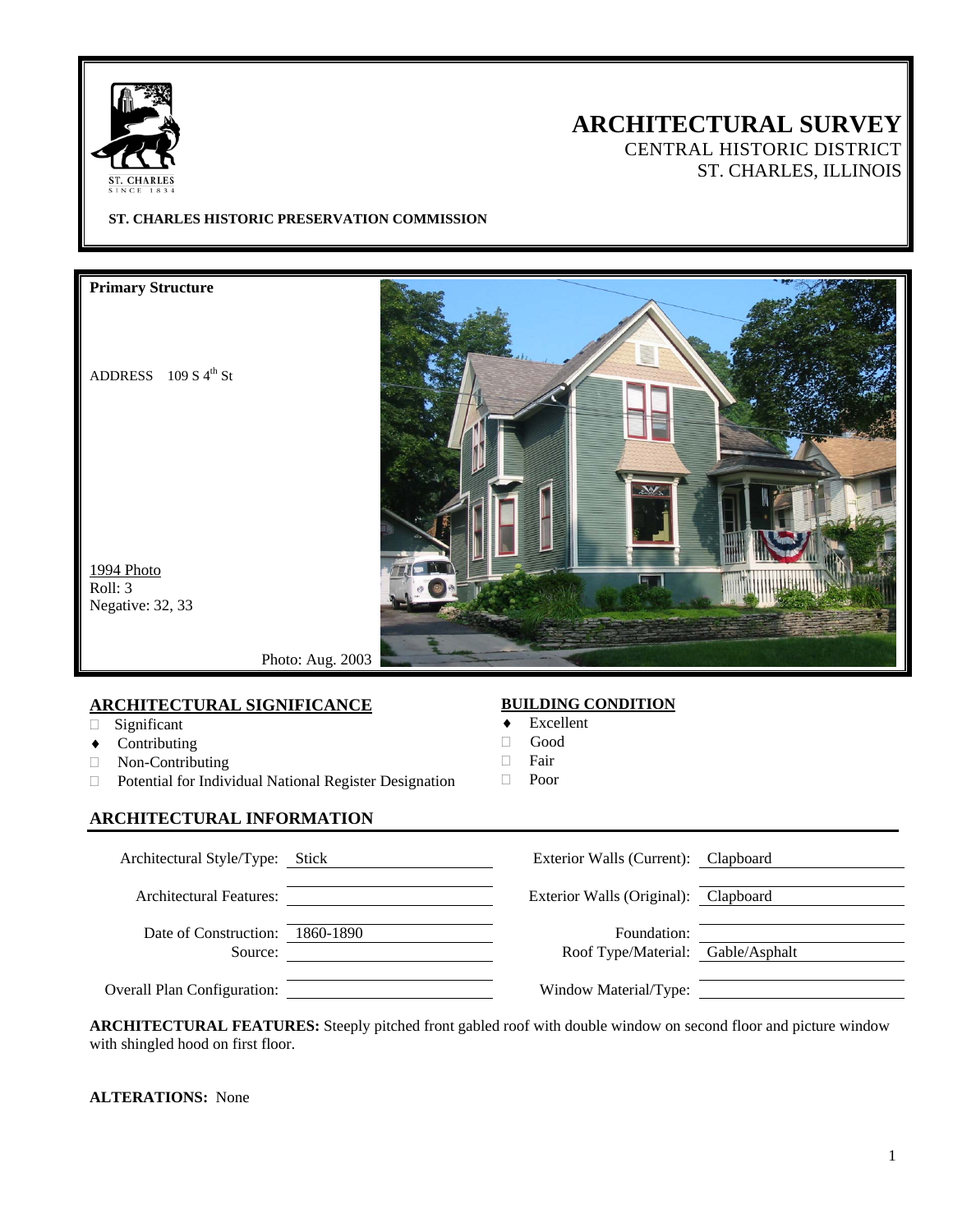# ARCHITECTURAL SURVEY

CENTRAL HISTORIC DISTRICT

ST. CHARLES, ILLINOIS

**ST. CHARLES HISTORIC PRESERVATION COMMISSION**

**Primary Structure**

ADDRESS 109 S 4th St

1994 Photo
Roll: 3
Negative: 32, 33

Photo: Aug. 2003

## ARCHITECTURAL SIGNIFICANCE

- □ Significant
- ♦ Contributing
- □ Non-Contributing
- □ Potential for Individual National Register Designation

## BUILDING CONDITION

- ♦ Excellent
- □ Good
- □ Fair
- □ Poor

## ARCHITECTURAL INFORMATION

| | | | |
|---|---|---|---|
| Architectural Style/Type: | Stick | Exterior Walls (Current): | Clapboard |
| Architectural Features: | | Exterior Walls (Original): | Clapboard |
| Date of Construction: | 1860-1890 | Foundation: | |
| Source: | | Roof Type/Material: | Gable/Asphalt |
| Overall Plan Configuration: | | Window Material/Type: | |

**ARCHITECTURAL FEATURES:** Steeply pitched front gabled roof with double window on second floor and picture window with shingled hood on first floor.

**ALTERATIONS:** None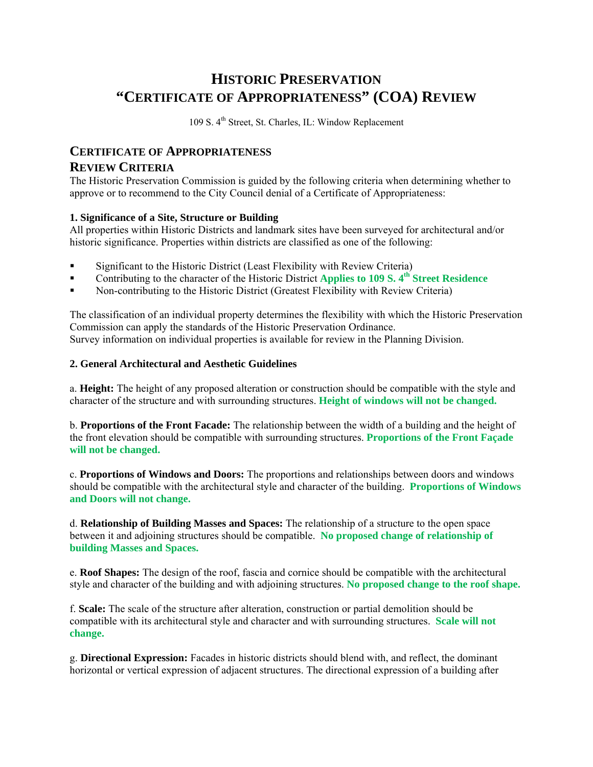# Historic Preservation "Certificate of Appropriateness" (COA) Review

109 S. 4th Street, St. Charles, IL: Window Replacement

## Certificate of Appropriateness Review Criteria

The Historic Preservation Commission is guided by the following criteria when determining whether to approve or to recommend to the City Council denial of a Certificate of Appropriateness:

**1. Significance of a Site, Structure or Building**

All properties within Historic Districts and landmark sites have been surveyed for architectural and/or historic significance. Properties within districts are classified as one of the following:

- Significant to the Historic District (Least Flexibility with Review Criteria)
- Contributing to the character of the Historic District **Applies to 109 S. 4th Street Residence**
- Non-contributing to the Historic District (Greatest Flexibility with Review Criteria)

The classification of an individual property determines the flexibility with which the Historic Preservation Commission can apply the standards of the Historic Preservation Ordinance.
Survey information on individual properties is available for review in the Planning Division.

**2. General Architectural and Aesthetic Guidelines**

a. **Height:** The height of any proposed alteration or construction should be compatible with the style and character of the structure and with surrounding structures. **Height of windows will not be changed.**

b. **Proportions of the Front Facade:** The relationship between the width of a building and the height of the front elevation should be compatible with surrounding structures. **Proportions of the Front Façade will not be changed.**

c. **Proportions of Windows and Doors:** The proportions and relationships between doors and windows should be compatible with the architectural style and character of the building. **Proportions of Windows and Doors will not change.**

d. **Relationship of Building Masses and Spaces:** The relationship of a structure to the open space between it and adjoining structures should be compatible. **No proposed change of relationship of building Masses and Spaces.**

e. **Roof Shapes:** The design of the roof, fascia and cornice should be compatible with the architectural style and character of the building and with adjoining structures. **No proposed change to the roof shape.**

f. **Scale:** The scale of the structure after alteration, construction or partial demolition should be compatible with its architectural style and character and with surrounding structures. **Scale will not change.**

g. **Directional Expression:** Facades in historic districts should blend with, and reflect, the dominant horizontal or vertical expression of adjacent structures. The directional expression of a building after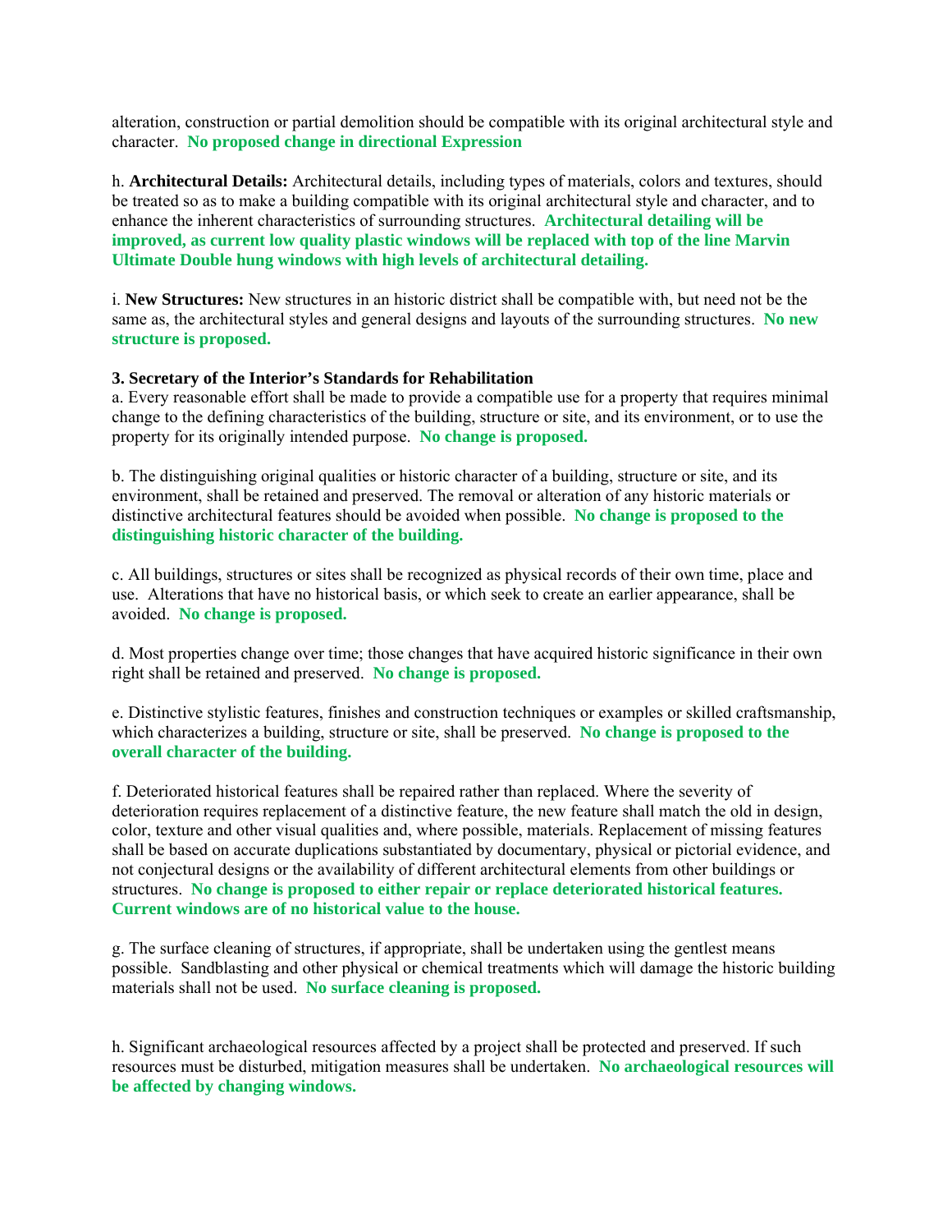alteration, construction or partial demolition should be compatible with its original architectural style and character. **No proposed change in directional Expression**

h. **Architectural Details:** Architectural details, including types of materials, colors and textures, should be treated so as to make a building compatible with its original architectural style and character, and to enhance the inherent characteristics of surrounding structures. **Architectural detailing will be improved, as current low quality plastic windows will be replaced with top of the line Marvin Ultimate Double hung windows with high levels of architectural detailing.**

i. **New Structures:** New structures in an historic district shall be compatible with, but need not be the same as, the architectural styles and general designs and layouts of the surrounding structures. **No new structure is proposed.**

**3. Secretary of the Interior's Standards for Rehabilitation**

a. Every reasonable effort shall be made to provide a compatible use for a property that requires minimal change to the defining characteristics of the building, structure or site, and its environment, or to use the property for its originally intended purpose. **No change is proposed.**

b. The distinguishing original qualities or historic character of a building, structure or site, and its environment, shall be retained and preserved. The removal or alteration of any historic materials or distinctive architectural features should be avoided when possible. **No change is proposed to the distinguishing historic character of the building.**

c. All buildings, structures or sites shall be recognized as physical records of their own time, place and use. Alterations that have no historical basis, or which seek to create an earlier appearance, shall be avoided. **No change is proposed.**

d. Most properties change over time; those changes that have acquired historic significance in their own right shall be retained and preserved. **No change is proposed.**

e. Distinctive stylistic features, finishes and construction techniques or examples or skilled craftsmanship, which characterizes a building, structure or site, shall be preserved. **No change is proposed to the overall character of the building.**

f. Deteriorated historical features shall be repaired rather than replaced. Where the severity of deterioration requires replacement of a distinctive feature, the new feature shall match the old in design, color, texture and other visual qualities and, where possible, materials. Replacement of missing features shall be based on accurate duplications substantiated by documentary, physical or pictorial evidence, and not conjectural designs or the availability of different architectural elements from other buildings or structures. **No change is proposed to either repair or replace deteriorated historical features. Current windows are of no historical value to the house.**

g. The surface cleaning of structures, if appropriate, shall be undertaken using the gentlest means possible. Sandblasting and other physical or chemical treatments which will damage the historic building materials shall not be used. **No surface cleaning is proposed.**

h. Significant archaeological resources affected by a project shall be protected and preserved. If such resources must be disturbed, mitigation measures shall be undertaken. **No archaeological resources will be affected by changing windows.**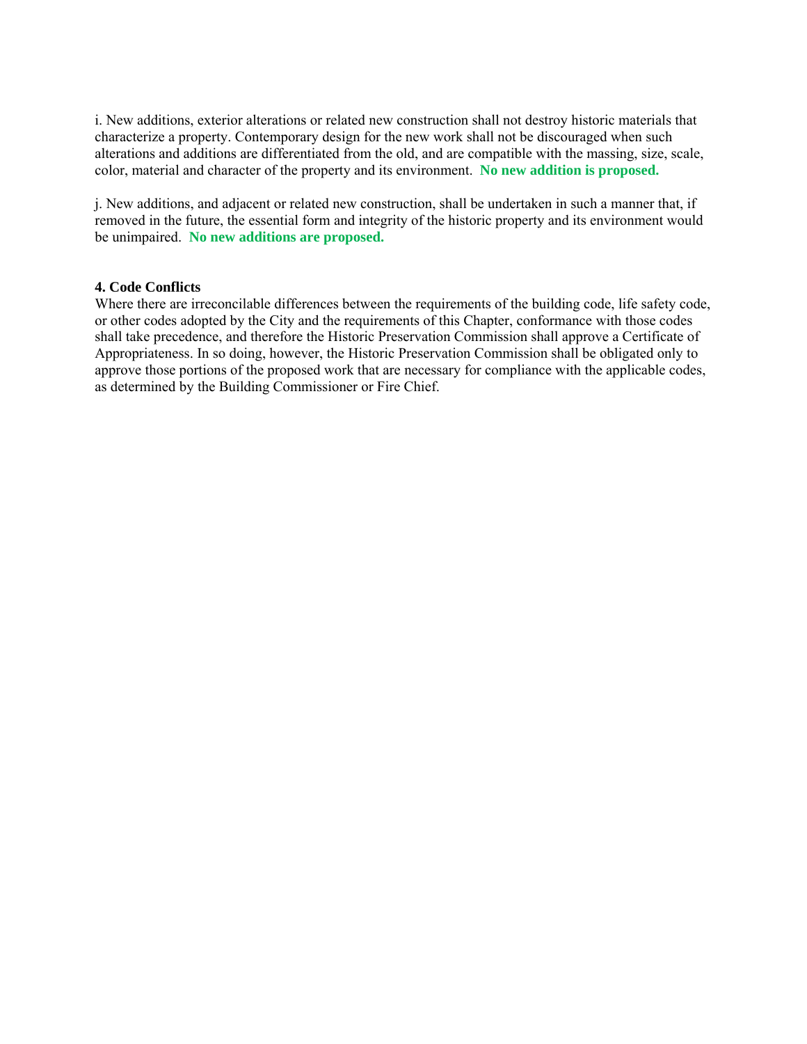i. New additions, exterior alterations or related new construction shall not destroy historic materials that characterize a property. Contemporary design for the new work shall not be discouraged when such alterations and additions are differentiated from the old, and are compatible with the massing, size, scale, color, material and character of the property and its environment. **No new addition is proposed.**

j. New additions, and adjacent or related new construction, shall be undertaken in such a manner that, if removed in the future, the essential form and integrity of the historic property and its environment would be unimpaired. **No new additions are proposed.**

**4. Code Conflicts**

Where there are irreconcilable differences between the requirements of the building code, life safety code, or other codes adopted by the City and the requirements of this Chapter, conformance with those codes shall take precedence, and therefore the Historic Preservation Commission shall approve a Certificate of Appropriateness. In so doing, however, the Historic Preservation Commission shall be obligated only to approve those portions of the proposed work that are necessary for compliance with the applicable codes, as determined by the Building Commissioner or Fire Chief.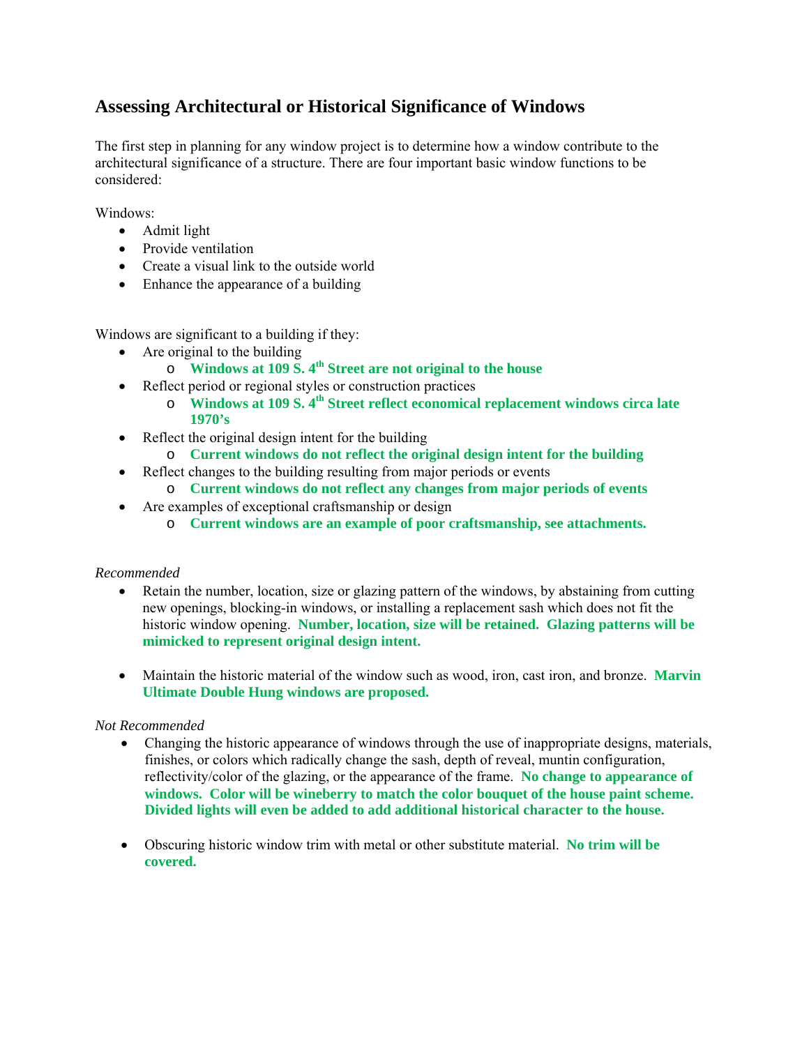## Assessing Architectural or Historical Significance of Windows

The first step in planning for any window project is to determine how a window contribute to the architectural significance of a structure. There are four important basic window functions to be considered:

Windows:

- Admit light
- Provide ventilation
- Create a visual link to the outside world
- Enhance the appearance of a building

Windows are significant to a building if they:

- Are original to the building
    - **Windows at 109 S. 4th Street are not original to the house**
- Reflect period or regional styles or construction practices
    - **Windows at 109 S. 4th Street reflect economical replacement windows circa late 1970's**
- Reflect the original design intent for the building
    - **Current windows do not reflect the original design intent for the building**
- Reflect changes to the building resulting from major periods or events
    - **Current windows do not reflect any changes from major periods of events**
- Are examples of exceptional craftsmanship or design
    - **Current windows are an example of poor craftsmanship, see attachments.**

*Recommended*

- Retain the number, location, size or glazing pattern of the windows, by abstaining from cutting new openings, blocking-in windows, or installing a replacement sash which does not fit the historic window opening. **Number, location, size will be retained. Glazing patterns will be mimicked to represent original design intent.**

- Maintain the historic material of the window such as wood, iron, cast iron, and bronze. **Marvin Ultimate Double Hung windows are proposed.**

*Not Recommended*

- Changing the historic appearance of windows through the use of inappropriate designs, materials, finishes, or colors which radically change the sash, depth of reveal, muntin configuration, reflectivity/color of the glazing, or the appearance of the frame. **No change to appearance of windows. Color will be wineberry to match the color bouquet of the house paint scheme. Divided lights will even be added to add additional historical character to the house.**

- Obscuring historic window trim with metal or other substitute material. **No trim will be covered.**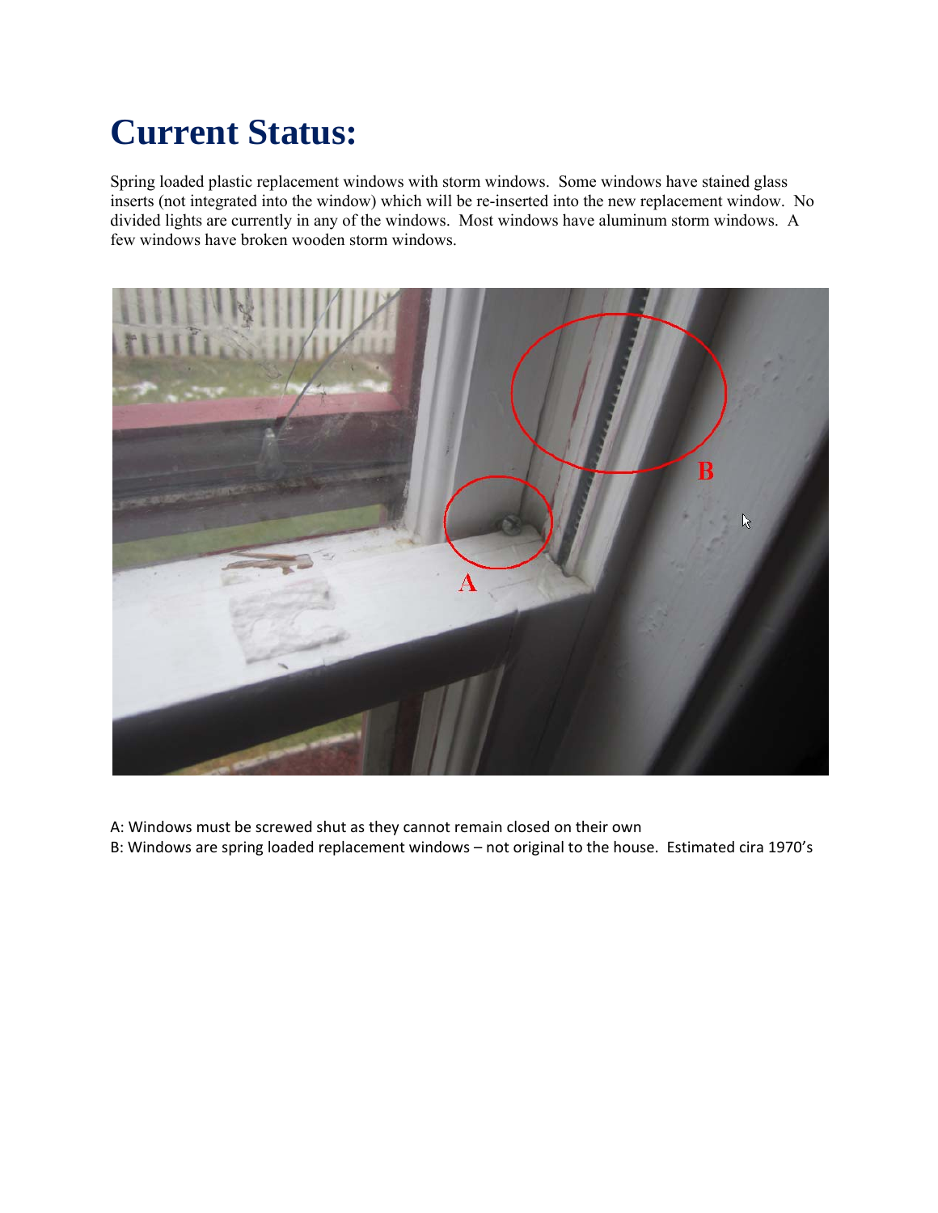# Current Status:

Spring loaded plastic replacement windows with storm windows. Some windows have stained glass inserts (not integrated into the window) which will be re-inserted into the new replacement window. No divided lights are currently in any of the windows. Most windows have aluminum storm windows. A few windows have broken wooden storm windows.

A: Windows must be screwed shut as they cannot remain closed on their own

B: Windows are spring loaded replacement windows – not original to the house. Estimated cira 1970's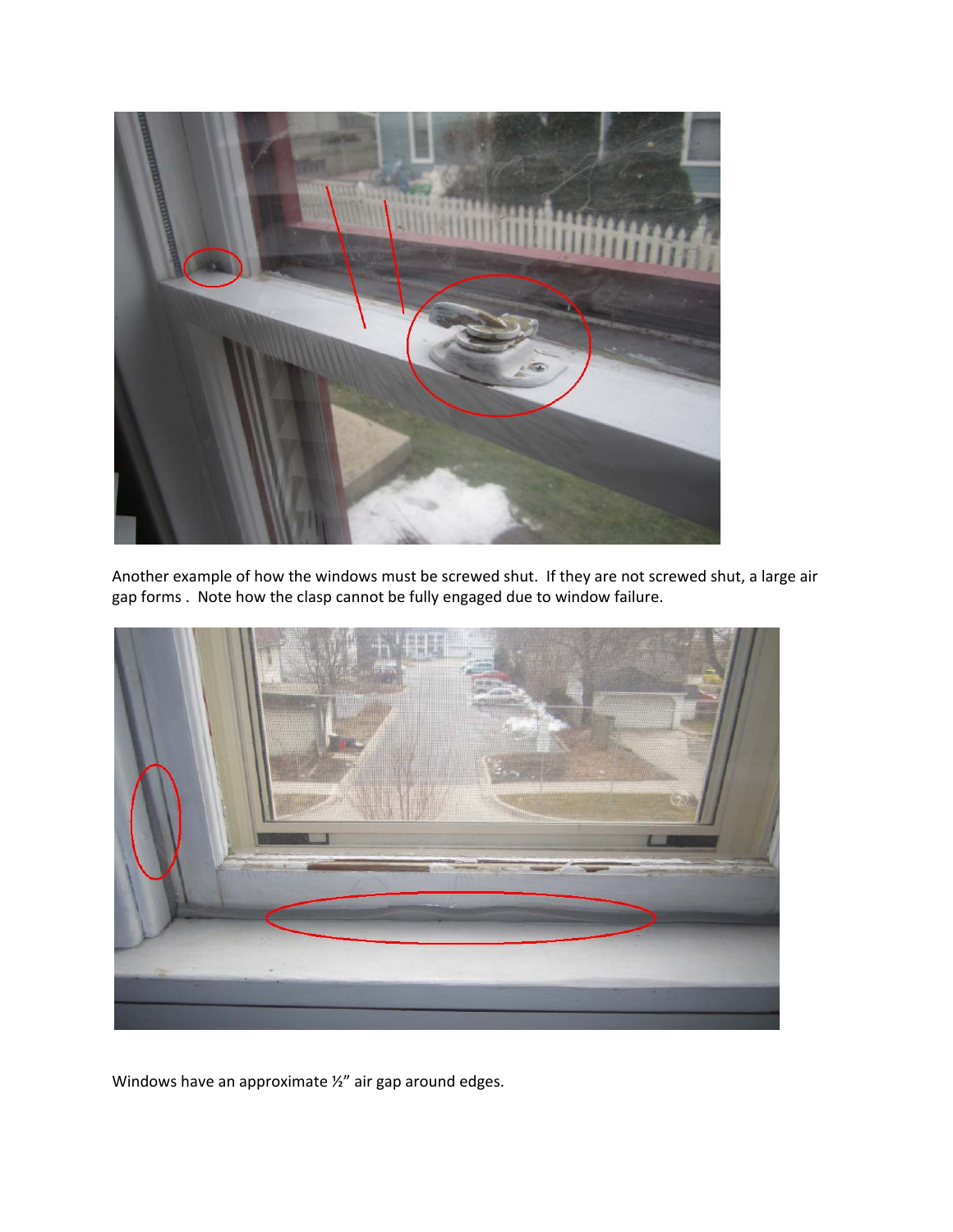Another example of how the windows must be screwed shut. If they are not screwed shut, a large air gap forms . Note how the clasp cannot be fully engaged due to window failure.

Windows have an approximate ½" air gap around edges.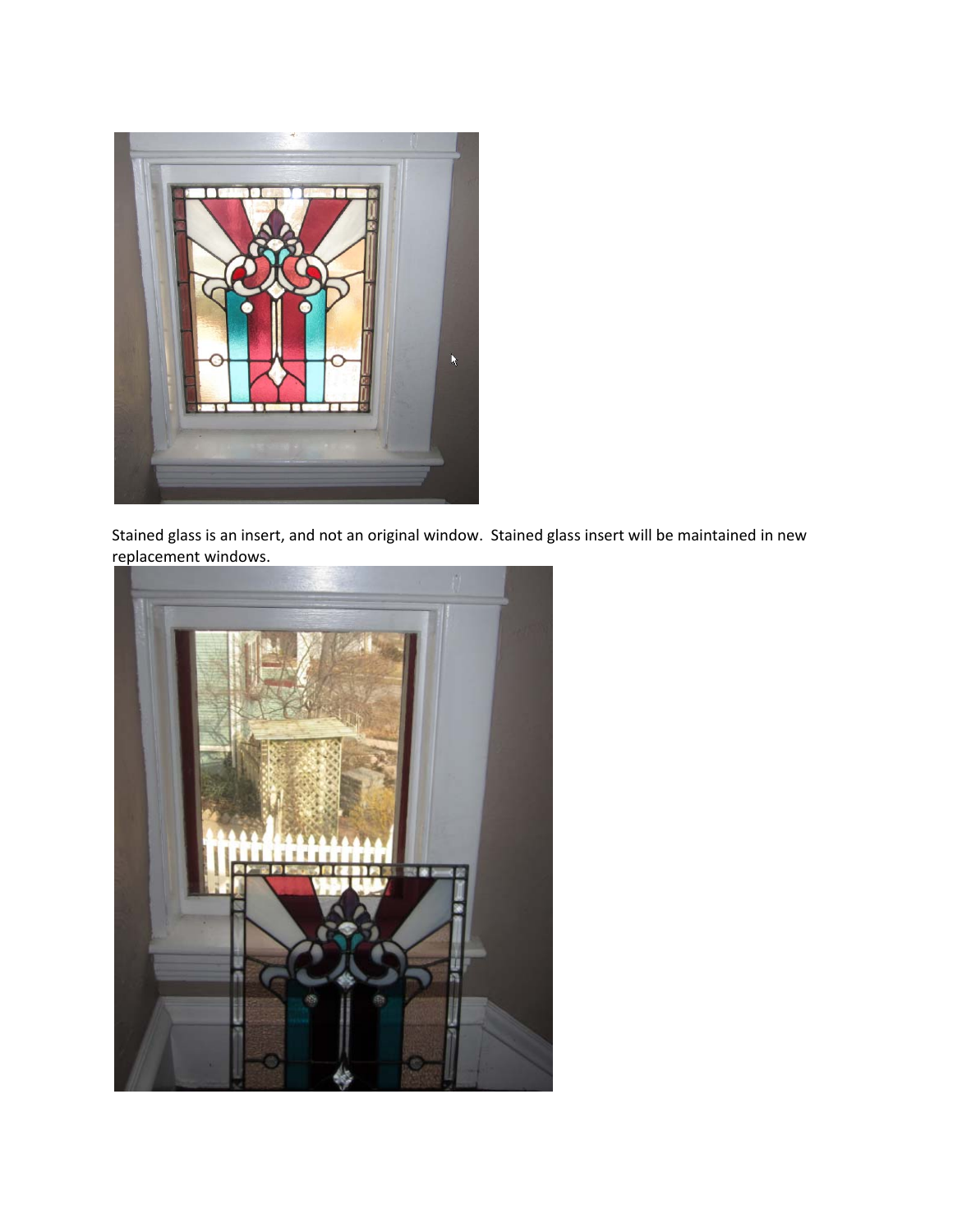Stained glass is an insert, and not an original window. Stained glass insert will be maintained in new replacement windows.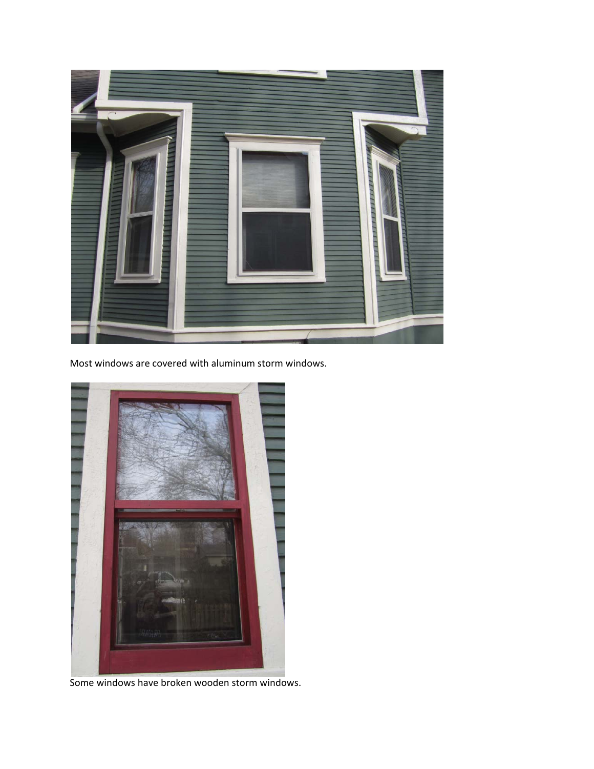Most windows are covered with aluminum storm windows.

Some windows have broken wooden storm windows.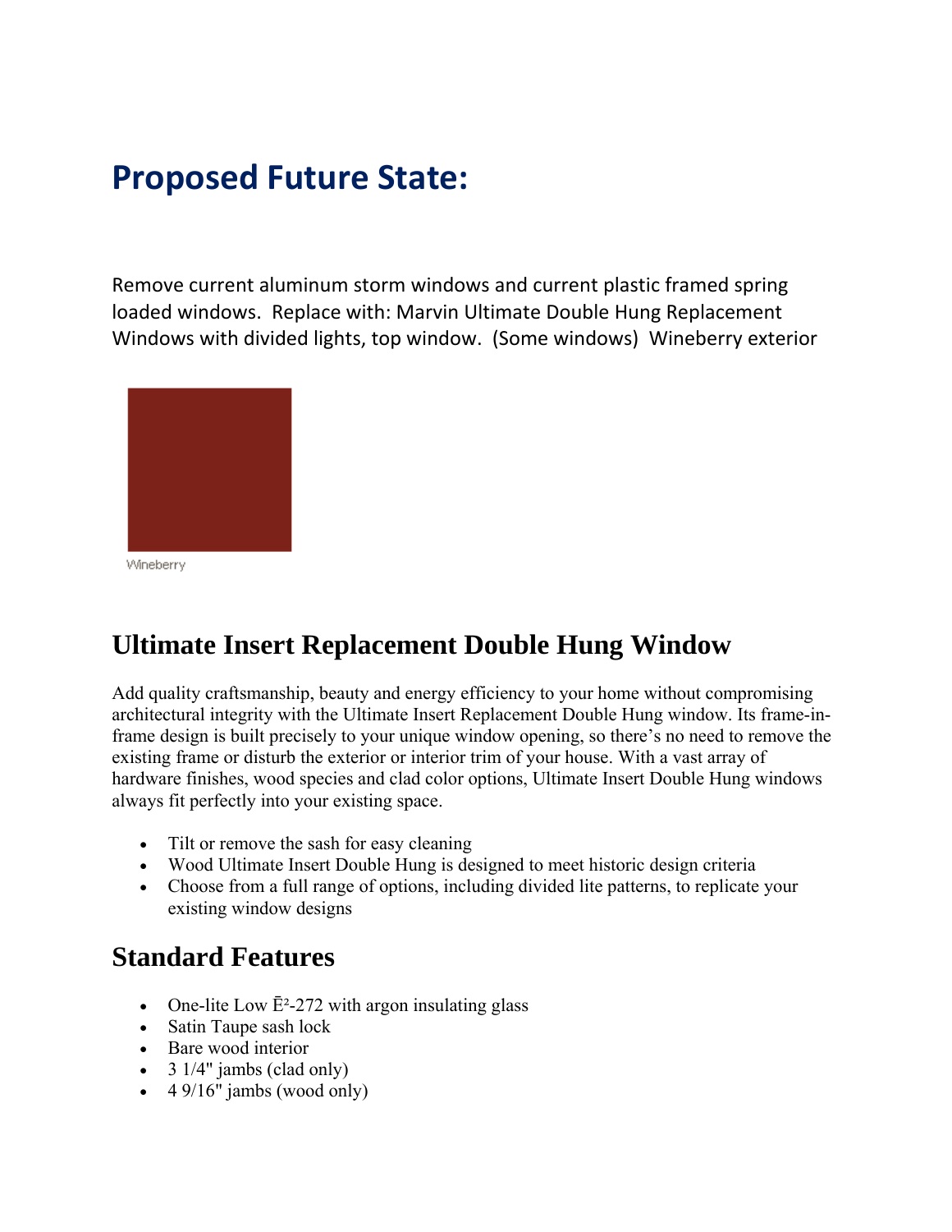# Proposed Future State:

Remove current aluminum storm windows and current plastic framed spring loaded windows. Replace with: Marvin Ultimate Double Hung Replacement Windows with divided lights, top window. (Some windows) Wineberry exterior

Wineberry

## Ultimate Insert Replacement Double Hung Window

Add quality craftsmanship, beauty and energy efficiency to your home without compromising architectural integrity with the Ultimate Insert Replacement Double Hung window. Its frame-in-frame design is built precisely to your unique window opening, so there's no need to remove the existing frame or disturb the exterior or interior trim of your house. With a vast array of hardware finishes, wood species and clad color options, Ultimate Insert Double Hung windows always fit perfectly into your existing space.

- Tilt or remove the sash for easy cleaning
- Wood Ultimate Insert Double Hung is designed to meet historic design criteria
- Choose from a full range of options, including divided lite patterns, to replicate your existing window designs

## Standard Features

- One-lite Low Ē²-272 with argon insulating glass
- Satin Taupe sash lock
- Bare wood interior
- 3 1/4" jambs (clad only)
- 4 9/16" jambs (wood only)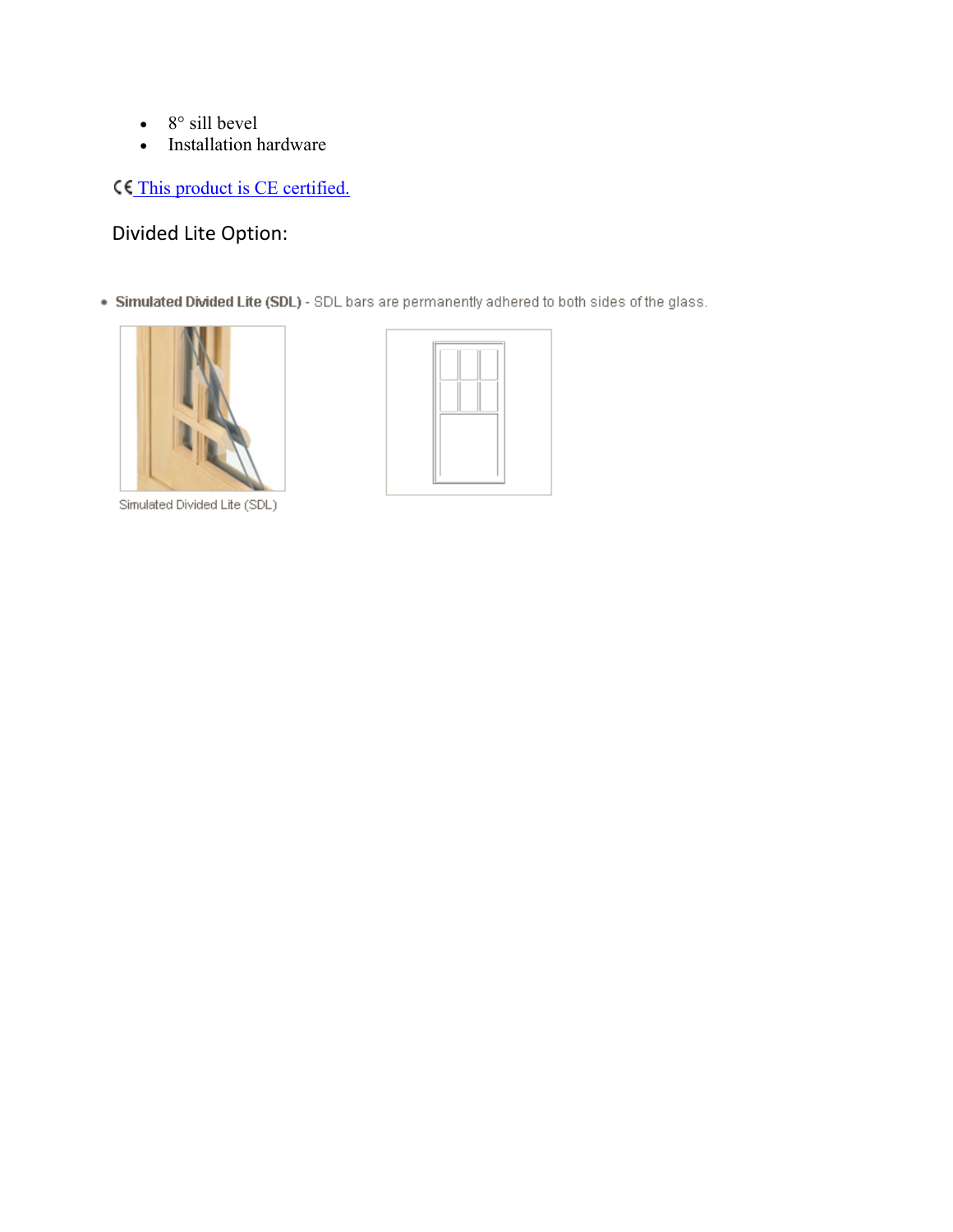- 8° sill bevel
- Installation hardware

CE This product is CE certified.

Divided Lite Option:

- **Simulated Divided Lite (SDL)** - SDL bars are permanently adhered to both sides of the glass.

Simulated Divided Lite (SDL)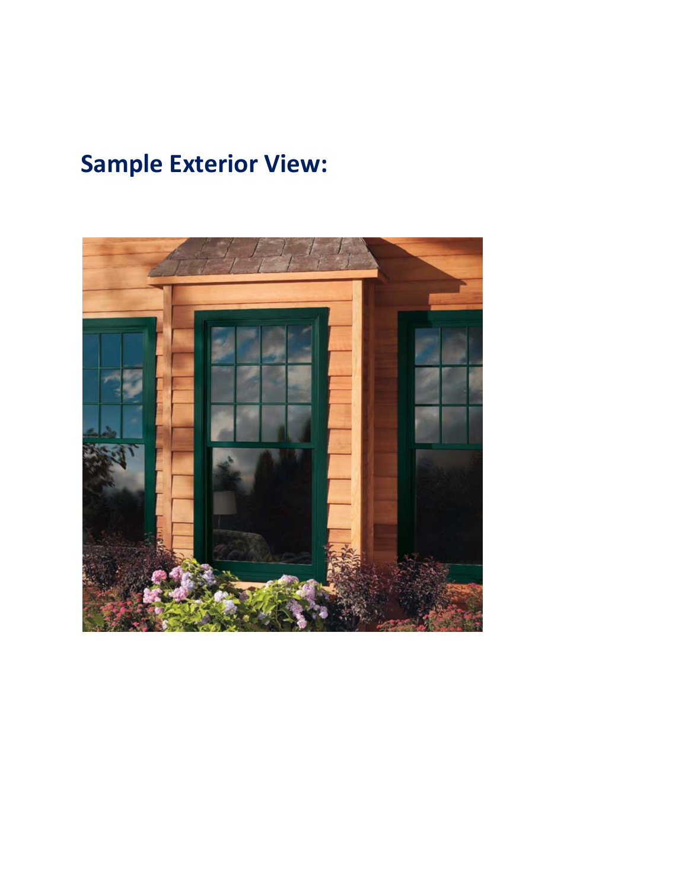## Sample Exterior View: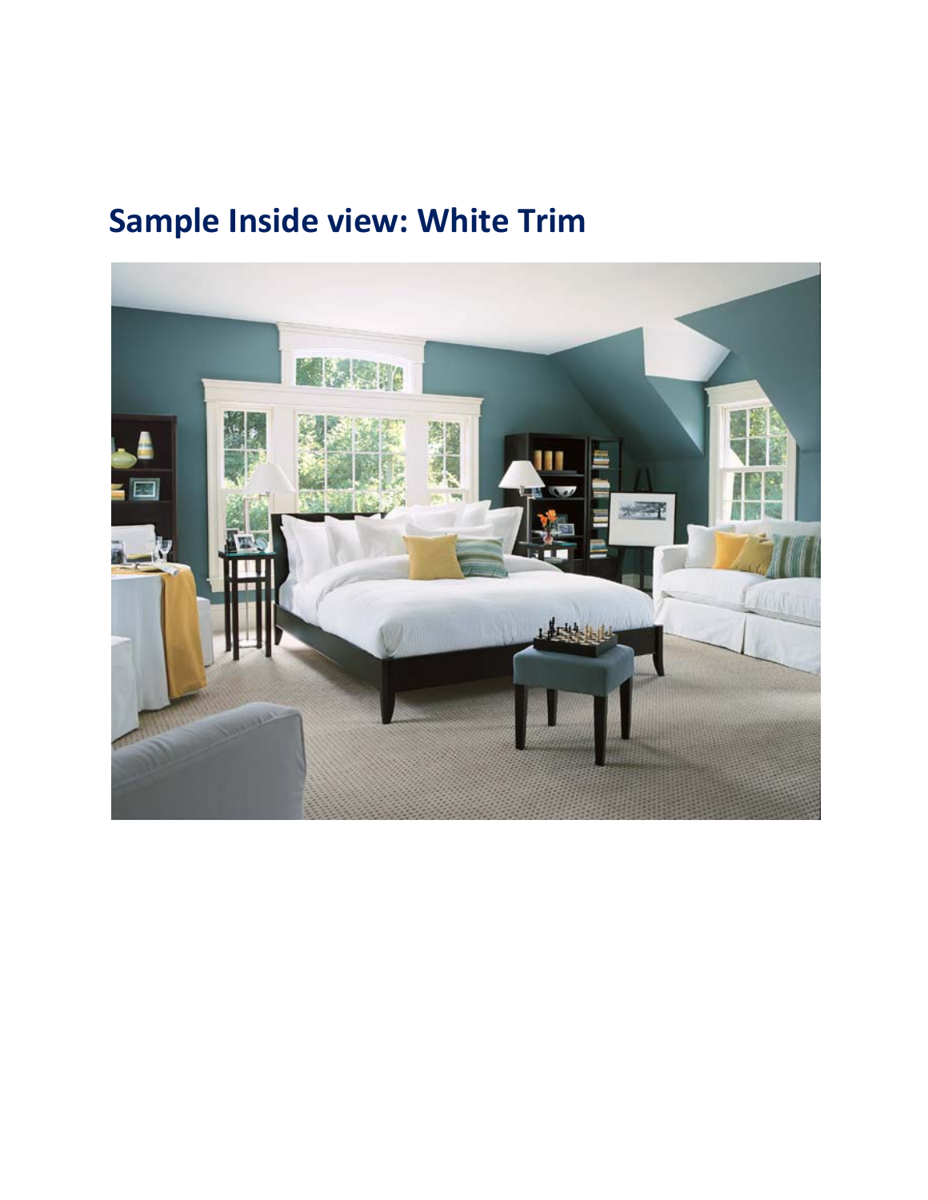## Sample Inside view: White Trim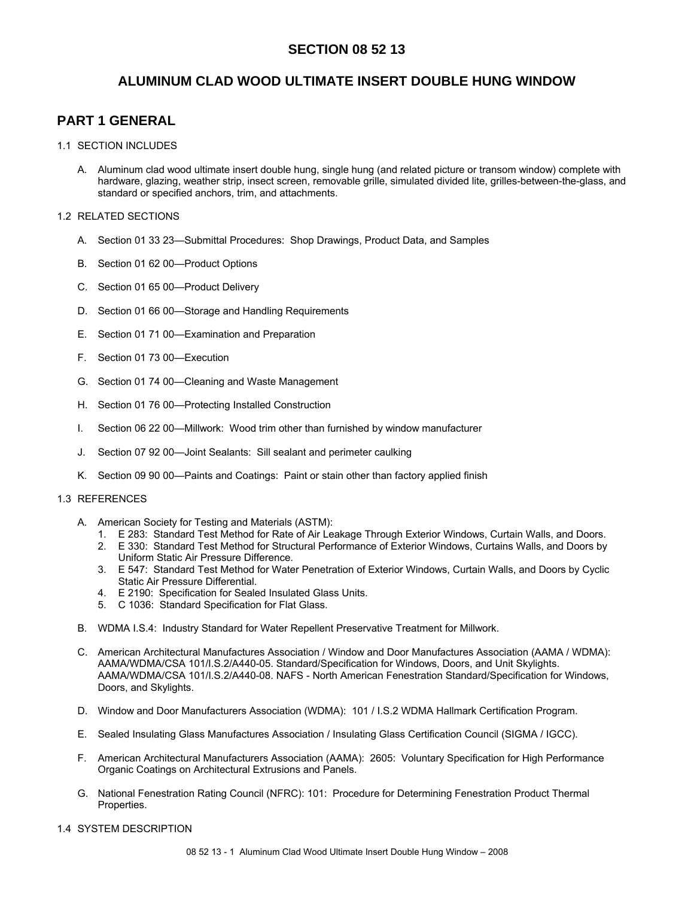# SECTION 08 52 13

# ALUMINUM CLAD WOOD ULTIMATE INSERT DOUBLE HUNG WINDOW

## PART 1 GENERAL

1.1 SECTION INCLUDES

A. Aluminum clad wood ultimate insert double hung, single hung (and related picture or transom window) complete with hardware, glazing, weather strip, insect screen, removable grille, simulated divided lite, grilles-between-the-glass, and standard or specified anchors, trim, and attachments.

1.2 RELATED SECTIONS

A. Section 01 33 23—Submittal Procedures: Shop Drawings, Product Data, and Samples

B. Section 01 62 00—Product Options

C. Section 01 65 00—Product Delivery

D. Section 01 66 00—Storage and Handling Requirements

E. Section 01 71 00—Examination and Preparation

F. Section 01 73 00—Execution

G. Section 01 74 00—Cleaning and Waste Management

H. Section 01 76 00—Protecting Installed Construction

I. Section 06 22 00—Millwork: Wood trim other than furnished by window manufacturer

J. Section 07 92 00—Joint Sealants: Sill sealant and perimeter caulking

K. Section 09 90 00—Paints and Coatings: Paint or stain other than factory applied finish

1.3 REFERENCES

A. American Society for Testing and Materials (ASTM):
   1. E 283: Standard Test Method for Rate of Air Leakage Through Exterior Windows, Curtain Walls, and Doors.
   2. E 330: Standard Test Method for Structural Performance of Exterior Windows, Curtains Walls, and Doors by Uniform Static Air Pressure Difference.
   3. E 547: Standard Test Method for Water Penetration of Exterior Windows, Curtain Walls, and Doors by Cyclic Static Air Pressure Differential.
   4. E 2190: Specification for Sealed Insulated Glass Units.
   5. C 1036: Standard Specification for Flat Glass.

B. WDMA I.S.4: Industry Standard for Water Repellent Preservative Treatment for Millwork.

C. American Architectural Manufactures Association / Window and Door Manufactures Association (AAMA / WDMA): AAMA/WDMA/CSA 101/I.S.2/A440-05. Standard/Specification for Windows, Doors, and Unit Skylights. AAMA/WDMA/CSA 101/I.S.2/A440-08. NAFS - North American Fenestration Standard/Specification for Windows, Doors, and Skylights.

D. Window and Door Manufacturers Association (WDMA): 101 / I.S.2 WDMA Hallmark Certification Program.

E. Sealed Insulating Glass Manufactures Association / Insulating Glass Certification Council (SIGMA / IGCC).

F. American Architectural Manufacturers Association (AAMA): 2605: Voluntary Specification for High Performance Organic Coatings on Architectural Extrusions and Panels.

G. National Fenestration Rating Council (NFRC): 101: Procedure for Determining Fenestration Product Thermal Properties.

1.4 SYSTEM DESCRIPTION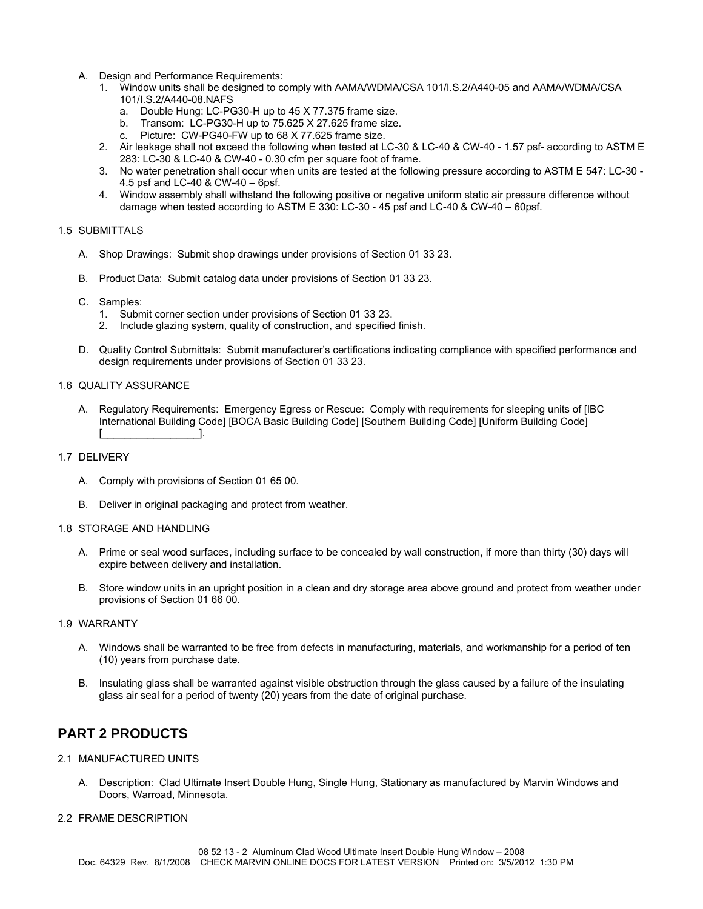A. Design and Performance Requirements:
   1. Window units shall be designed to comply with AAMA/WDMA/CSA 101/I.S.2/A440-05 and AAMA/WDMA/CSA 101/I.S.2/A440-08.NAFS
      a. Double Hung: LC-PG30-H up to 45 X 77.375 frame size.
      b. Transom: LC-PG30-H up to 75.625 X 27.625 frame size.
      c. Picture: CW-PG40-FW up to 68 X 77.625 frame size.
   2. Air leakage shall not exceed the following when tested at LC-30 & LC-40 & CW-40 - 1.57 psf- according to ASTM E 283: LC-30 & LC-40 & CW-40 - 0.30 cfm per square foot of frame.
   3. No water penetration shall occur when units are tested at the following pressure according to ASTM E 547: LC-30 - 4.5 psf and LC-40 & CW-40 – 6psf.
   4. Window assembly shall withstand the following positive or negative uniform static air pressure difference without damage when tested according to ASTM E 330: LC-30 - 45 psf and LC-40 & CW-40 – 60psf.

## 1.5 SUBMITTALS

A. Shop Drawings: Submit shop drawings under provisions of Section 01 33 23.

B. Product Data: Submit catalog data under provisions of Section 01 33 23.

C. Samples:
   1. Submit corner section under provisions of Section 01 33 23.
   2. Include glazing system, quality of construction, and specified finish.

D. Quality Control Submittals: Submit manufacturer's certifications indicating compliance with specified performance and design requirements under provisions of Section 01 33 23.

## 1.6 QUALITY ASSURANCE

A. Regulatory Requirements: Emergency Egress or Rescue: Comply with requirements for sleeping units of [IBC International Building Code] [BOCA Basic Building Code] [Southern Building Code] [Uniform Building Code] [_________________].

## 1.7 DELIVERY

A. Comply with provisions of Section 01 65 00.

B. Deliver in original packaging and protect from weather.

## 1.8 STORAGE AND HANDLING

A. Prime or seal wood surfaces, including surface to be concealed by wall construction, if more than thirty (30) days will expire between delivery and installation.

B. Store window units in an upright position in a clean and dry storage area above ground and protect from weather under provisions of Section 01 66 00.

## 1.9 WARRANTY

A. Windows shall be warranted to be free from defects in manufacturing, materials, and workmanship for a period of ten (10) years from purchase date.

B. Insulating glass shall be warranted against visible obstruction through the glass caused by a failure of the insulating glass air seal for a period of twenty (20) years from the date of original purchase.

# PART 2 PRODUCTS

## 2.1 MANUFACTURED UNITS

A. Description: Clad Ultimate Insert Double Hung, Single Hung, Stationary as manufactured by Marvin Windows and Doors, Warroad, Minnesota.

## 2.2 FRAME DESCRIPTION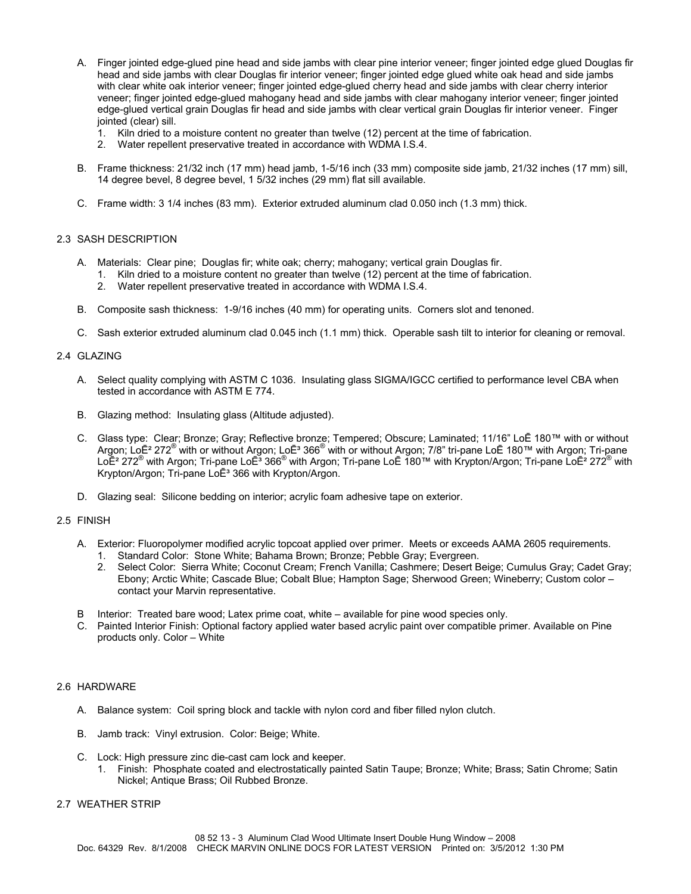A. Finger jointed edge-glued pine head and side jambs with clear pine interior veneer; finger jointed edge glued Douglas fir head and side jambs with clear Douglas fir interior veneer; finger jointed edge glued white oak head and side jambs with clear white oak interior veneer; finger jointed edge-glued cherry head and side jambs with clear cherry interior veneer; finger jointed edge-glued mahogany head and side jambs with clear mahogany interior veneer; finger jointed edge-glued vertical grain Douglas fir head and side jambs with clear vertical grain Douglas fir interior veneer. Finger jointed (clear) sill.
   1. Kiln dried to a moisture content no greater than twelve (12) percent at the time of fabrication.
   2. Water repellent preservative treated in accordance with WDMA I.S.4.

B. Frame thickness: 21/32 inch (17 mm) head jamb, 1-5/16 inch (33 mm) composite side jamb, 21/32 inches (17 mm) sill, 14 degree bevel, 8 degree bevel, 1 5/32 inches (29 mm) flat sill available.

C. Frame width: 3 1/4 inches (83 mm). Exterior extruded aluminum clad 0.050 inch (1.3 mm) thick.

## 2.3 SASH DESCRIPTION

A. Materials: Clear pine; Douglas fir; white oak; cherry; mahogany; vertical grain Douglas fir.
   1. Kiln dried to a moisture content no greater than twelve (12) percent at the time of fabrication.
   2. Water repellent preservative treated in accordance with WDMA I.S.4.

B. Composite sash thickness: 1-9/16 inches (40 mm) for operating units. Corners slot and tenoned.

C. Sash exterior extruded aluminum clad 0.045 inch (1.1 mm) thick. Operable sash tilt to interior for cleaning or removal.

## 2.4 GLAZING

A. Select quality complying with ASTM C 1036. Insulating glass SIGMA/IGCC certified to performance level CBA when tested in accordance with ASTM E 774.

B. Glazing method: Insulating glass (Altitude adjusted).

C. Glass type: Clear; Bronze; Gray; Reflective bronze; Tempered; Obscure; Laminated; 11/16" LoĒ 180™ with or without Argon; LoĒ² 272® with or without Argon; LoĒ³ 366® with or without Argon; 7/8" tri-pane LoĒ 180™ with Argon; Tri-pane LoĒ² 272® with Argon; Tri-pane LoĒ³ 366® with Argon; Tri-pane LoĒ 180™ with Krypton/Argon; Tri-pane LoĒ² 272® with Krypton/Argon; Tri-pane LoĒ³ 366 with Krypton/Argon.

D. Glazing seal: Silicone bedding on interior; acrylic foam adhesive tape on exterior.

## 2.5 FINISH

A. Exterior: Fluoropolymer modified acrylic topcoat applied over primer. Meets or exceeds AAMA 2605 requirements.
   1. Standard Color: Stone White; Bahama Brown; Bronze; Pebble Gray; Evergreen.
   2. Select Color: Sierra White; Coconut Cream; French Vanilla; Cashmere; Desert Beige; Cumulus Gray; Cadet Gray; Ebony; Arctic White; Cascade Blue; Cobalt Blue; Hampton Sage; Sherwood Green; Wineberry; Custom color – contact your Marvin representative.

B Interior: Treated bare wood; Latex prime coat, white – available for pine wood species only.

C. Painted Interior Finish: Optional factory applied water based acrylic paint over compatible primer. Available on Pine products only. Color – White

## 2.6 HARDWARE

A. Balance system: Coil spring block and tackle with nylon cord and fiber filled nylon clutch.

B. Jamb track: Vinyl extrusion. Color: Beige; White.

C. Lock: High pressure zinc die-cast cam lock and keeper.
   1. Finish: Phosphate coated and electrostatically painted Satin Taupe; Bronze; White; Brass; Satin Chrome; Satin Nickel; Antique Brass; Oil Rubbed Bronze.

## 2.7 WEATHER STRIP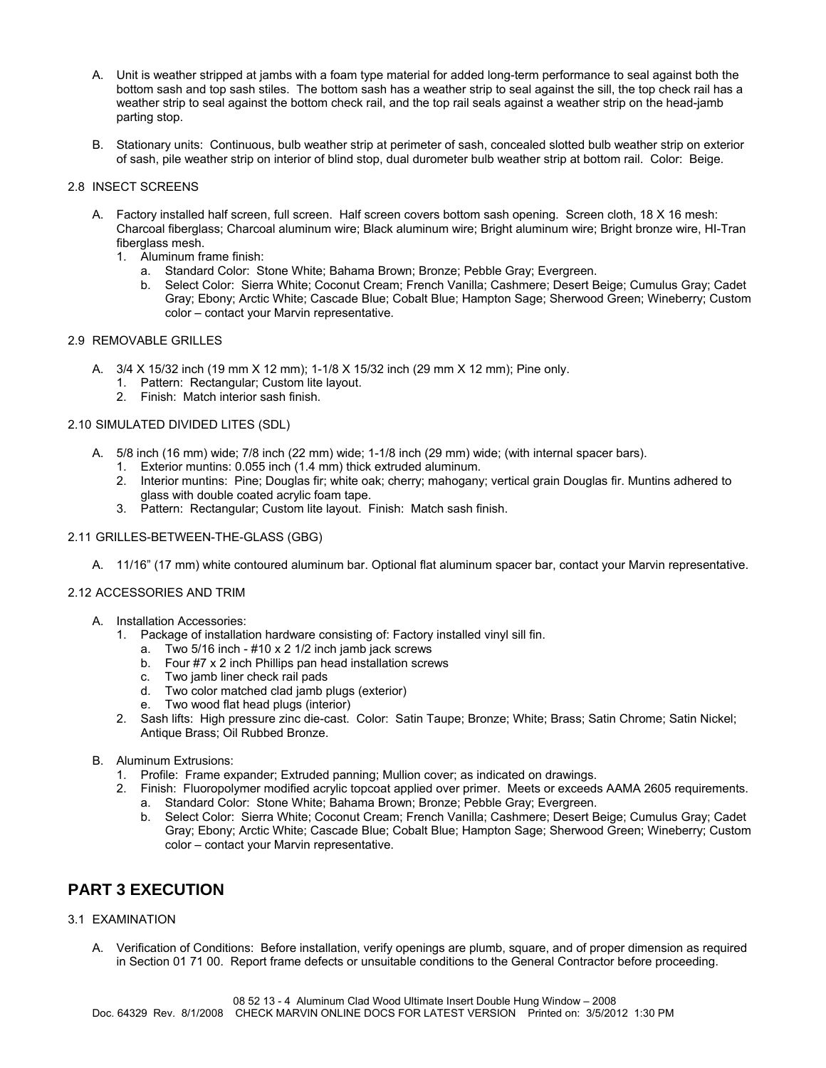A. Unit is weather stripped at jambs with a foam type material for added long-term performance to seal against both the bottom sash and top sash stiles. The bottom sash has a weather strip to seal against the sill, the top check rail has a weather strip to seal against the bottom check rail, and the top rail seals against a weather strip on the head-jamb parting stop.

B. Stationary units: Continuous, bulb weather strip at perimeter of sash, concealed slotted bulb weather strip on exterior of sash, pile weather strip on interior of blind stop, dual durometer bulb weather strip at bottom rail. Color: Beige.

### 2.8 INSECT SCREENS

A. Factory installed half screen, full screen. Half screen covers bottom sash opening. Screen cloth, 18 X 16 mesh: Charcoal fiberglass; Charcoal aluminum wire; Black aluminum wire; Bright aluminum wire; Bright bronze wire, HI-Tran fiberglass mesh.
   1. Aluminum frame finish:
      a. Standard Color: Stone White; Bahama Brown; Bronze; Pebble Gray; Evergreen.
      b. Select Color: Sierra White; Coconut Cream; French Vanilla; Cashmere; Desert Beige; Cumulus Gray; Cadet Gray; Ebony; Arctic White; Cascade Blue; Cobalt Blue; Hampton Sage; Sherwood Green; Wineberry; Custom color – contact your Marvin representative.

### 2.9 REMOVABLE GRILLES

A. 3/4 X 15/32 inch (19 mm X 12 mm); 1-1/8 X 15/32 inch (29 mm X 12 mm); Pine only.
   1. Pattern: Rectangular; Custom lite layout.
   2. Finish: Match interior sash finish.

### 2.10 SIMULATED DIVIDED LITES (SDL)

A. 5/8 inch (16 mm) wide; 7/8 inch (22 mm) wide; 1-1/8 inch (29 mm) wide; (with internal spacer bars).
   1. Exterior muntins: 0.055 inch (1.4 mm) thick extruded aluminum.
   2. Interior muntins: Pine; Douglas fir; white oak; cherry; mahogany; vertical grain Douglas fir. Muntins adhered to glass with double coated acrylic foam tape.
   3. Pattern: Rectangular; Custom lite layout. Finish: Match sash finish.

### 2.11 GRILLES-BETWEEN-THE-GLASS (GBG)

A. 11/16" (17 mm) white contoured aluminum bar. Optional flat aluminum spacer bar, contact your Marvin representative.

### 2.12 ACCESSORIES AND TRIM

A. Installation Accessories:
   1. Package of installation hardware consisting of: Factory installed vinyl sill fin.
      a. Two 5/16 inch - #10 x 2 1/2 inch jamb jack screws
      b. Four #7 x 2 inch Phillips pan head installation screws
      c. Two jamb liner check rail pads
      d. Two color matched clad jamb plugs (exterior)
      e. Two wood flat head plugs (interior)
   2. Sash lifts: High pressure zinc die-cast. Color: Satin Taupe; Bronze; White; Brass; Satin Chrome; Satin Nickel; Antique Brass; Oil Rubbed Bronze.

B. Aluminum Extrusions:
   1. Profile: Frame expander; Extruded panning; Mullion cover; as indicated on drawings.
   2. Finish: Fluoropolymer modified acrylic topcoat applied over primer. Meets or exceeds AAMA 2605 requirements.
      a. Standard Color: Stone White; Bahama Brown; Bronze; Pebble Gray; Evergreen.
      b. Select Color: Sierra White; Coconut Cream; French Vanilla; Cashmere; Desert Beige; Cumulus Gray; Cadet Gray; Ebony; Arctic White; Cascade Blue; Cobalt Blue; Hampton Sage; Sherwood Green; Wineberry; Custom color – contact your Marvin representative.

## PART 3 EXECUTION

### 3.1 EXAMINATION

A. Verification of Conditions: Before installation, verify openings are plumb, square, and of proper dimension as required in Section 01 71 00. Report frame defects or unsuitable conditions to the General Contractor before proceeding.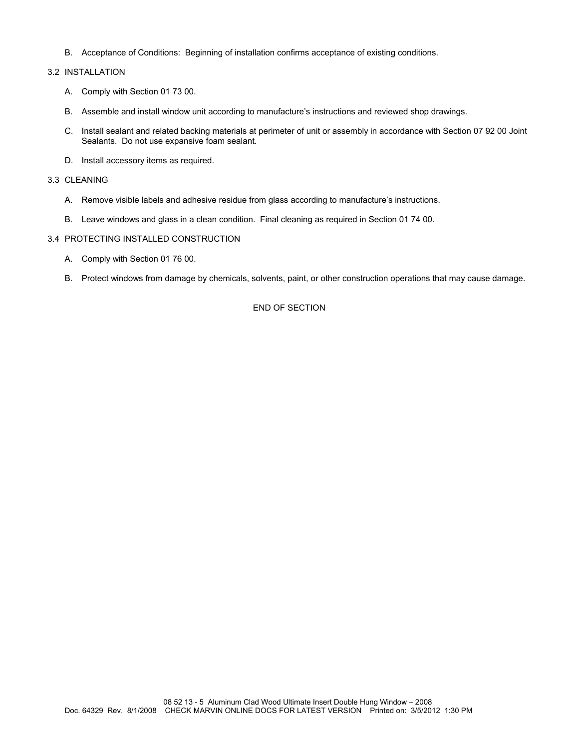B. Acceptance of Conditions: Beginning of installation confirms acceptance of existing conditions.

### 3.2 INSTALLATION

A. Comply with Section 01 73 00.

B. Assemble and install window unit according to manufacture's instructions and reviewed shop drawings.

C. Install sealant and related backing materials at perimeter of unit or assembly in accordance with Section 07 92 00 Joint Sealants. Do not use expansive foam sealant.

D. Install accessory items as required.

### 3.3 CLEANING

A. Remove visible labels and adhesive residue from glass according to manufacture's instructions.

B. Leave windows and glass in a clean condition. Final cleaning as required in Section 01 74 00.

### 3.4 PROTECTING INSTALLED CONSTRUCTION

A. Comply with Section 01 76 00.

B. Protect windows from damage by chemicals, solvents, paint, or other construction operations that may cause damage.

END OF SECTION